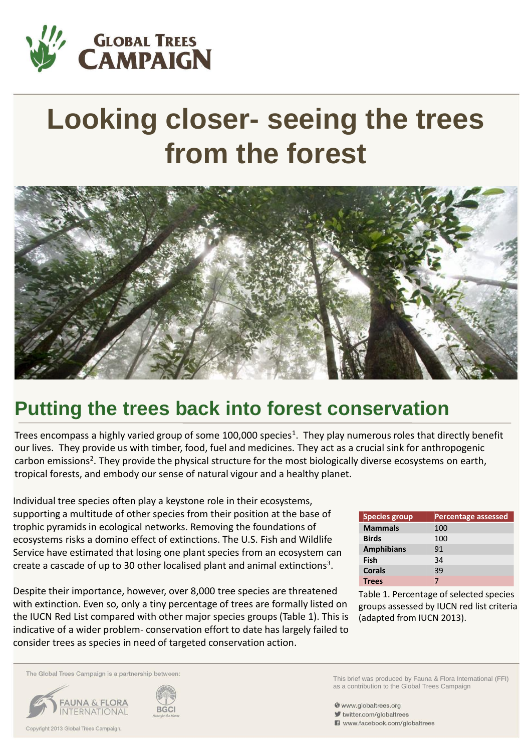# Looking closer- seeing the trees from the forest

## Putting the trees back into forest conservation

Trees encompass a highly varied group of some 100,000 species[1]. They play numerous roles that directly benefit our lives. They provide us with timber, food, fuel and medicines. They act as a crucial sink for anthropogenic carbon emissions[2]. They provide the physical structure for the most biologically diverse ecosystems on earth, tropical forests, and embody our sense of natural vigour and a healthy planet.

Individual tree species often play a keystone role in their ecosystems, supporting a multitude of other species from their position at the base of trophic pyramids in ecological networks. Removing the foundations of ecosystems risks a domino effect of extinctions. The U.S. Fish and Wildlife Service have estimated that losing one plant species from an ecosystem can create a cascade of up to 30 other localised plant and animal extinctions[3].

Despite their importance, however, over 8,000 tree species are threatened with extinction. Even so, only a tiny percentage of trees are formally listed on the IUCN Red List compared with other major species groups (Table 1). This is indicative of a wider problem- conservation effort to date has largely failed to consider trees as species in need of targeted conservation action.

| Species group | Percentage assessed |
|---|---|
| **Mammals** | 100 |
| **Birds** | 100 |
| **Amphibians** | 91 |
| **Fish** | 34 |
| **Corals** | 39 |
| **Trees** | 7 |

Table 1. Percentage of selected species groups assessed by IUCN red list criteria (adapted from IUCN 2013).

The Global Trees Campaign is a partnership between: Fauna & Flora International, BGCI

This brief was produced by Fauna & Flora International (FFI) as a contribution to the Global Trees Campaign

www.globaltrees.org
twitter.com/globaltrees
www.facebook.com/globaltrees

Copyright 2013 Global Trees Campaign.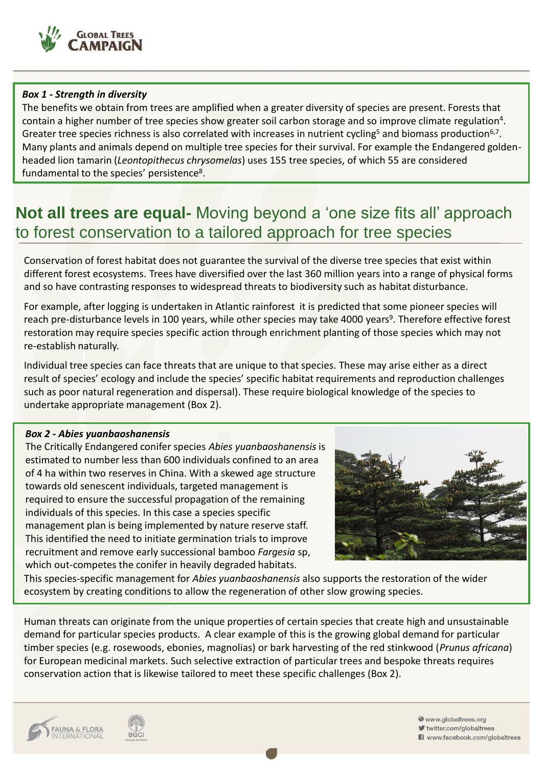**_Box 1 - Strength in diversity_**

The benefits we obtain from trees are amplified when a greater diversity of species are present. Forests that contain a higher number of tree species show greater soil carbon storage and so improve climate regulation[4]. Greater tree species richness is also correlated with increases in nutrient cycling[5] and biomass production[6,7]. Many plants and animals depend on multiple tree species for their survival. For example the Endangered golden-headed lion tamarin (*Leontopithecus chrysomelas*) uses 155 tree species, of which 55 are considered fundamental to the species' persistence[8].

## **Not all trees are equal-** Moving beyond a 'one size fits all' approach to forest conservation to a tailored approach for tree species

Conservation of forest habitat does not guarantee the survival of the diverse tree species that exist within different forest ecosystems. Trees have diversified over the last 360 million years into a range of physical forms and so have contrasting responses to widespread threats to biodiversity such as habitat disturbance.

For example, after logging is undertaken in Atlantic rainforest it is predicted that some pioneer species will reach pre-disturbance levels in 100 years, while other species may take 4000 years[9]. Therefore effective forest restoration may require species specific action through enrichment planting of those species which may not re-establish naturally.

Individual tree species can face threats that are unique to that species. These may arise either as a direct result of species' ecology and include the species' specific habitat requirements and reproduction challenges such as poor natural regeneration and dispersal). These require biological knowledge of the species to undertake appropriate management (Box 2).

**_Box 2 - Abies yuanbaoshanensis_**

The Critically Endangered conifer species *Abies yuanbaoshanensis* is estimated to number less than 600 individuals confined to an area of 4 ha within two reserves in China. With a skewed age structure towards old senescent individuals, targeted management is required to ensure the successful propagation of the remaining individuals of this species. In this case a species specific management plan is being implemented by nature reserve staff. This identified the need to initiate germination trials to improve recruitment and remove early successional bamboo *Fargesia* sp, which out-competes the conifer in heavily degraded habitats.

This species-specific management for *Abies yuanbaoshanensis* also supports the restoration of the wider ecosystem by creating conditions to allow the regeneration of other slow growing species.

Human threats can originate from the unique properties of certain species that create high and unsustainable demand for particular species products. A clear example of this is the growing global demand for particular timber species (e.g. rosewoods, ebonies, magnolias) or bark harvesting of the red stinkwood (*Prunus africana*) for European medicinal markets. Such selective extraction of particular trees and bespoke threats requires conservation action that is likewise tailored to meet these specific challenges (Box 2).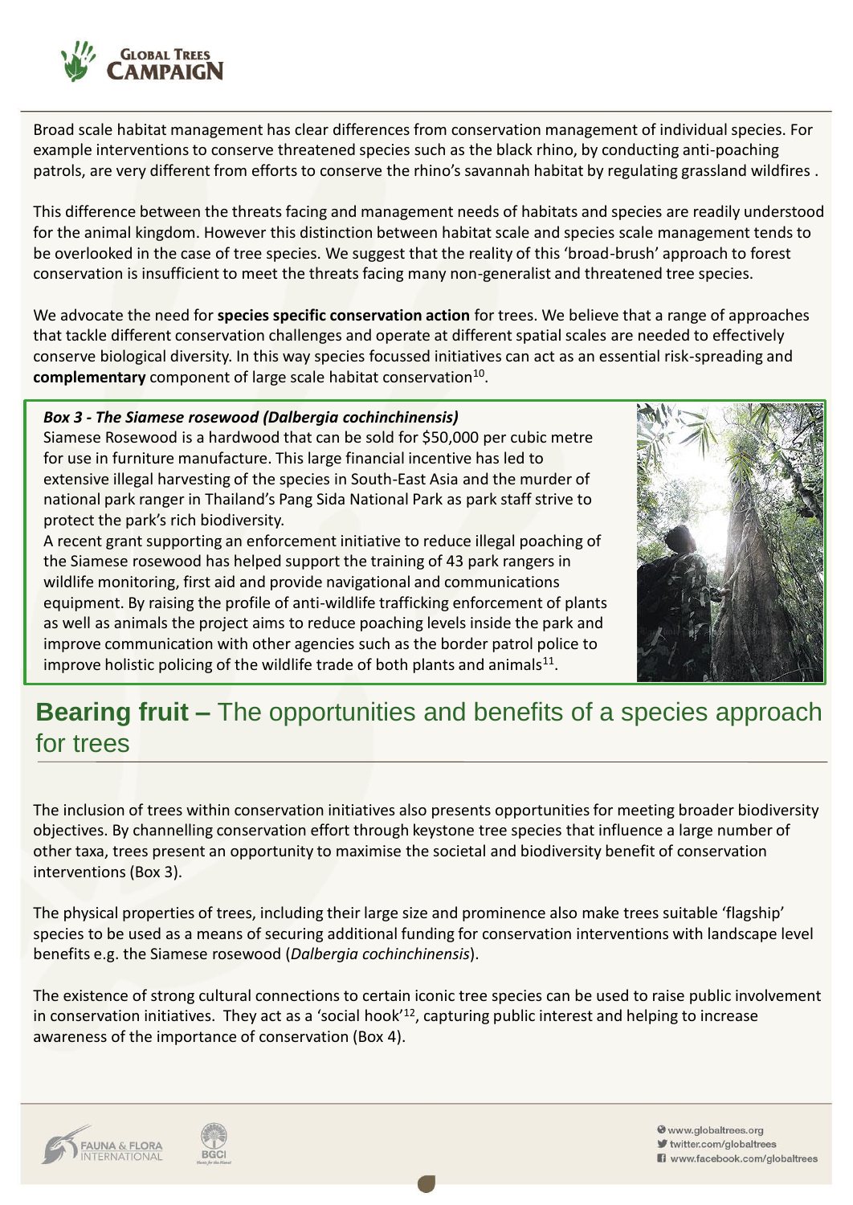Broad scale habitat management has clear differences from conservation management of individual species. For example interventions to conserve threatened species such as the black rhino, by conducting anti-poaching patrols, are very different from efforts to conserve the rhino's savannah habitat by regulating grassland wildfires .

This difference between the threats facing and management needs of habitats and species are readily understood for the animal kingdom. However this distinction between habitat scale and species scale management tends to be overlooked in the case of tree species. We suggest that the reality of this 'broad-brush' approach to forest conservation is insufficient to meet the threats facing many non-generalist and threatened tree species.

We advocate the need for **species specific conservation action** for trees. We believe that a range of approaches that tackle different conservation challenges and operate at different spatial scales are needed to effectively conserve biological diversity. In this way species focussed initiatives can act as an essential risk-spreading and **complementary** component of large scale habitat conservation[10].

***Box 3 - The Siamese rosewood (Dalbergia cochinchinensis)***

Siamese Rosewood is a hardwood that can be sold for $50,000 per cubic metre for use in furniture manufacture. This large financial incentive has led to extensive illegal harvesting of the species in South-East Asia and the murder of national park ranger in Thailand's Pang Sida National Park as park staff strive to protect the park's rich biodiversity.

A recent grant supporting an enforcement initiative to reduce illegal poaching of the Siamese rosewood has helped support the training of 43 park rangers in wildlife monitoring, first aid and provide navigational and communications equipment. By raising the profile of anti-wildlife trafficking enforcement of plants as well as animals the project aims to reduce poaching levels inside the park and improve communication with other agencies such as the border patrol police to improve holistic policing of the wildlife trade of both plants and animals[11].

## **Bearing fruit –** The opportunities and benefits of a species approach for trees

The inclusion of trees within conservation initiatives also presents opportunities for meeting broader biodiversity objectives. By channelling conservation effort through keystone tree species that influence a large number of other taxa, trees present an opportunity to maximise the societal and biodiversity benefit of conservation interventions (Box 3).

The physical properties of trees, including their large size and prominence also make trees suitable 'flagship' species to be used as a means of securing additional funding for conservation interventions with landscape level benefits e.g. the Siamese rosewood (*Dalbergia cochinchinensis*).

The existence of strong cultural connections to certain iconic tree species can be used to raise public involvement in conservation initiatives. They act as a 'social hook'[12], capturing public interest and helping to increase awareness of the importance of conservation (Box 4).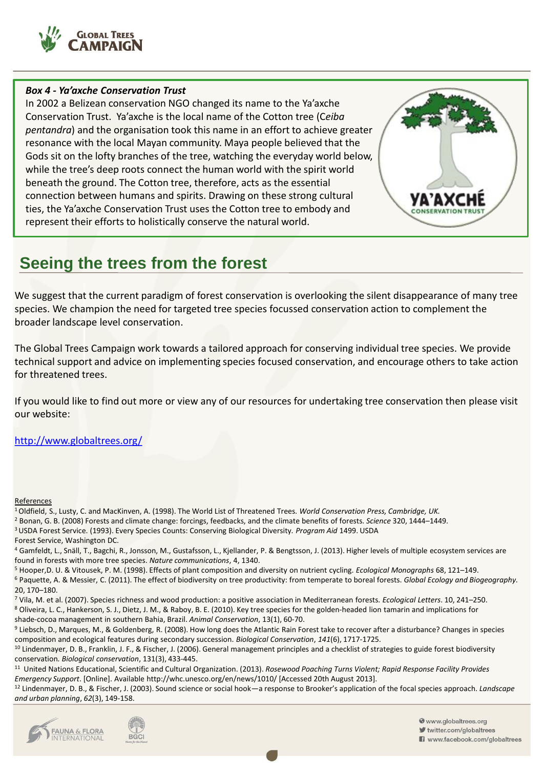**Box 4 - Ya'axche Conservation Trust**

In 2002 a Belizean conservation NGO changed its name to the Ya'axche Conservation Trust. Ya'axche is the local name of the Cotton tree (*Ceiba pentandra*) and the organisation took this name in an effort to achieve greater resonance with the local Mayan community. Maya people believed that the Gods sit on the lofty branches of the tree, watching the everyday world below, while the tree's deep roots connect the human world with the spirit world beneath the ground. The Cotton tree, therefore, acts as the essential connection between humans and spirits. Drawing on these strong cultural ties, the Ya'axche Conservation Trust uses the Cotton tree to embody and represent their efforts to holistically conserve the natural world.

## Seeing the trees from the forest

We suggest that the current paradigm of forest conservation is overlooking the silent disappearance of many tree species. We champion the need for targeted tree species focussed conservation action to complement the broader landscape level conservation.

The Global Trees Campaign work towards a tailored approach for conserving individual tree species. We provide technical support and advice on implementing species focused conservation, and encourage others to take action for threatened trees.

If you would like to find out more or view any of our resources for undertaking tree conservation then please visit our website:

http://www.globaltrees.org/

References

[1] Oldfield, S., Lusty, C. and MacKinven, A. (1998). The World List of Threatened Trees. *World Conservation Press, Cambridge, UK.*

[2] Bonan, G. B. (2008) Forests and climate change: forcings, feedbacks, and the climate benefits of forests. *Science* 320, 1444–1449.

[3] USDA Forest Service. (1993). Every Species Counts: Conserving Biological Diversity. *Program Aid* 1499. USDA Forest Service, Washington DC.

[4] Gamfeldt, L., Snäll, T., Bagchi, R., Jonsson, M., Gustafsson, L., Kjellander, P. & Bengtsson, J. (2013). Higher levels of multiple ecosystem services are found in forests with more tree species. *Nature communications*, 4, 1340.

[5] Hooper,D. U. & Vitousek, P. M. (1998). Effects of plant composition and diversity on nutrient cycling. *Ecological Monographs* 68, 121–149.

[6] Paquette, A. & Messier, C. (2011). The effect of biodiversity on tree productivity: from temperate to boreal forests. *Global Ecology and Biogeography*. 20, 170–180.

[7] Vila, M. et al. (2007). Species richness and wood production: a positive association in Mediterranean forests. *Ecological Letters*. 10, 241–250.

[8] Oliveira, L. C., Hankerson, S. J., Dietz, J. M., & Raboy, B. E. (2010). Key tree species for the golden-headed lion tamarin and implications for shade-cocoa management in southern Bahia, Brazil. *Animal Conservation*, 13(1), 60-70.

[9] Liebsch, D., Marques, M., & Goldenberg, R. (2008). How long does the Atlantic Rain Forest take to recover after a disturbance? Changes in species composition and ecological features during secondary succession. *Biological Conservation*, *141*(6), 1717-1725.

[10] Lindenmayer, D. B., Franklin, J. F., & Fischer, J. (2006). General management principles and a checklist of strategies to guide forest biodiversity conservation. *Biological conservation*, 131(3), 433-445.

[11] United Nations Educational, Scientific and Cultural Organization. (2013). *Rosewood Poaching Turns Violent; Rapid Response Facility Provides Emergency Support*. [Online]. Available http://whc.unesco.org/en/news/1010/ [Accessed 20th August 2013].

[12] Lindenmayer, D. B., & Fischer, J. (2003). Sound science or social hook—a response to Brooker's application of the focal species approach. *Landscape and urban planning*, *62*(3), 149-158.

www.globaltrees.org
twitter.com/globaltrees
www.facebook.com/globaltrees